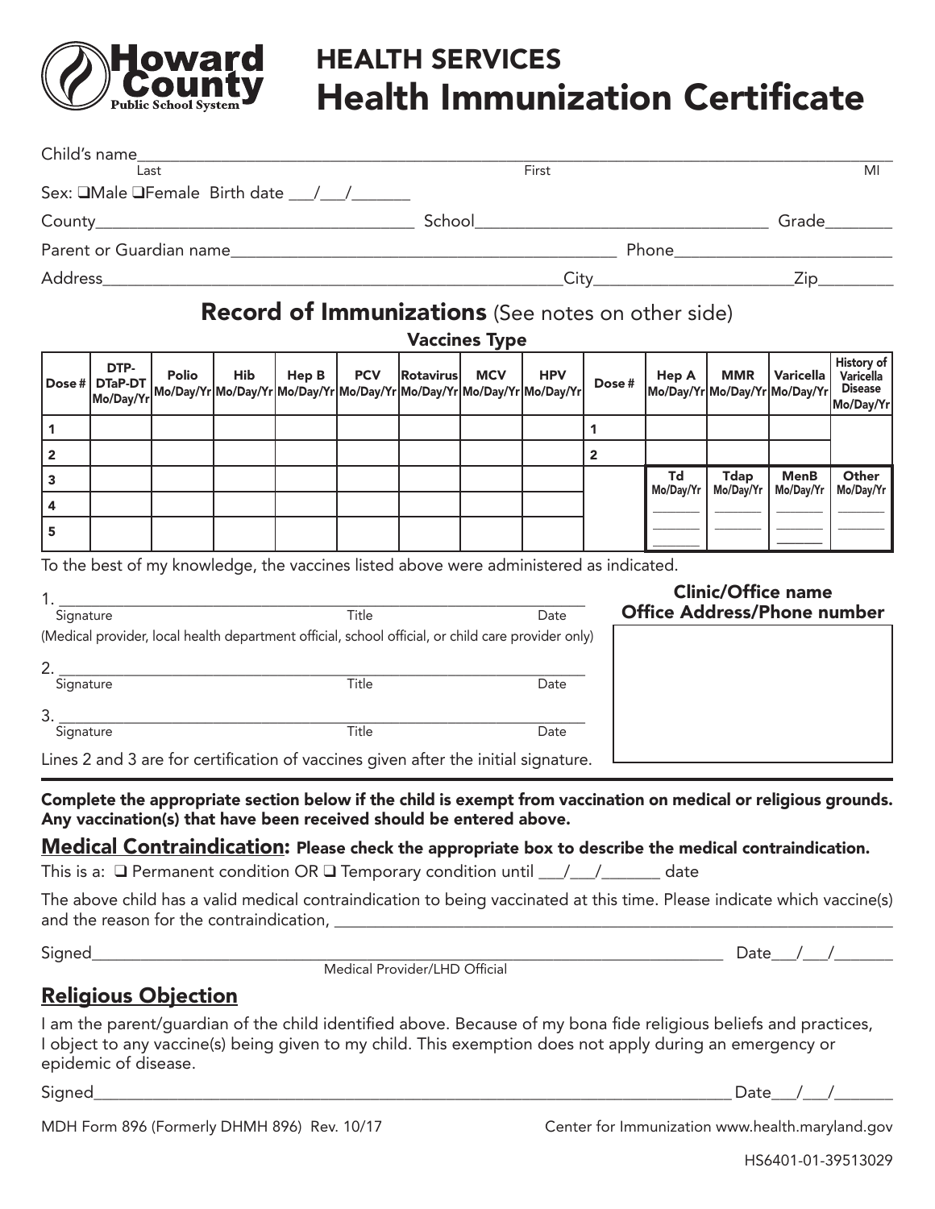Howard County Public School System

# HEALTH SERVICES
# Health Immunization Certificate

Child's name\_\_\_\_\_\_\_\_\_\_\_\_\_\_\_\_\_\_\_\_\_\_\_\_\_\_\_\_\_\_\_\_\_\_\_\_\_\_\_\_\_\_\_\_\_\_\_\_\_\_\_\_\_\_\_\_\_\_\_\_
Last First MI

Sex: ❑Male ❑Female Birth date \_\_\_/\_\_\_/\_\_\_\_\_\_\_

County\_\_\_\_\_\_\_\_\_\_\_\_\_\_\_\_\_\_\_\_\_\_\_\_\_\_\_\_ School\_\_\_\_\_\_\_\_\_\_\_\_\_\_\_\_\_\_\_\_\_\_\_\_\_\_\_\_ Grade\_\_\_\_\_\_\_\_

Parent or Guardian name\_\_\_\_\_\_\_\_\_\_\_\_\_\_\_\_\_\_\_\_\_\_\_\_\_\_\_\_\_\_\_\_\_\_ Phone\_\_\_\_\_\_\_\_\_\_\_\_\_\_\_\_\_\_\_\_

Address\_\_\_\_\_\_\_\_\_\_\_\_\_\_\_\_\_\_\_\_\_\_\_\_\_\_\_\_\_\_\_\_\_\_\_\_\_\_\_\_City\_\_\_\_\_\_\_\_\_\_\_\_\_\_\_\_\_\_\_\_Zip\_\_\_\_\_\_\_\_

## Record of Immunizations (See notes on other side)

**Vaccines Type**

| Dose # | DTP-DTaP-DT Mo/Day/Yr | Polio Mo/Day/Yr | Hib Mo/Day/Yr | Hep B Mo/Day/Yr | PCV Mo/Day/Yr | Rotavirus Mo/Day/Yr | MCV Mo/Day/Yr | HPV Mo/Day/Yr | Dose # | Hep A Mo/Day/Yr | MMR Mo/Day/Yr | Varicella Mo/Day/Yr | History of Varicella Disease Mo/Day/Yr |
|---|---|---|---|---|---|---|---|---|---|---|---|---|---|
| 1 | | | | | | | | | 1 | | | | |
| 2 | | | | | | | | | 2 | | | | |
| 3 | | | | | | | | | | **Td** Mo/Day/Yr | **Tdap** Mo/Day/Yr | **MenB** Mo/Day/Yr | **Other** Mo/Day/Yr |
| 4 | | | | | | | | | | | | | |
| 5 | | | | | | | | | | | | | |

To the best of my knowledge, the vaccines listed above were administered as indicated.

1. \_\_\_\_\_\_\_\_\_\_\_\_\_\_\_\_\_\_\_\_\_\_\_\_\_\_\_\_\_\_\_\_\_\_\_\_\_\_\_\_\_\_\_\_\_\_
Signature Title Date
(Medical provider, local health department official, school official, or child care provider only)

2. \_\_\_\_\_\_\_\_\_\_\_\_\_\_\_\_\_\_\_\_\_\_\_\_\_\_\_\_\_\_\_\_\_\_\_\_\_\_\_\_\_\_\_\_\_\_
Signature Title Date

3. \_\_\_\_\_\_\_\_\_\_\_\_\_\_\_\_\_\_\_\_\_\_\_\_\_\_\_\_\_\_\_\_\_\_\_\_\_\_\_\_\_\_\_\_\_\_
Signature Title Date

Lines 2 and 3 are for certification of vaccines given after the initial signature.

**Clinic/Office name**
**Office Address/Phone number**

---

**Complete the appropriate section below if the child is exempt from vaccination on medical or religious grounds. Any vaccination(s) that have been received should be entered above.**

## Medical Contraindication: Please check the appropriate box to describe the medical contraindication.

This is a: ❑ Permanent condition OR ❑ Temporary condition until \_\_\_/\_\_\_/\_\_\_\_\_\_\_ date

The above child has a valid medical contraindication to being vaccinated at this time. Please indicate which vaccine(s) and the reason for the contraindication, \_\_\_\_\_\_\_\_\_\_\_\_\_\_\_\_\_\_\_\_\_\_\_\_\_\_\_\_\_\_\_\_\_\_\_\_\_\_\_\_

Signed\_\_\_\_\_\_\_\_\_\_\_\_\_\_\_\_\_\_\_\_\_\_\_\_\_\_\_\_\_\_\_\_\_\_\_\_\_\_\_\_\_\_\_\_\_\_\_\_ Date\_\_\_/\_\_\_/\_\_\_\_\_\_\_
Medical Provider/LHD Official

## Religious Objection

I am the parent/guardian of the child identified above. Because of my bona fide religious beliefs and practices, I object to any vaccine(s) being given to my child. This exemption does not apply during an emergency or epidemic of disease.

Signed\_\_\_\_\_\_\_\_\_\_\_\_\_\_\_\_\_\_\_\_\_\_\_\_\_\_\_\_\_\_\_\_\_\_\_\_\_\_\_\_\_\_\_\_\_\_\_\_ Date\_\_\_/\_\_\_/\_\_\_\_\_\_\_

MDH Form 896 (Formerly DHMH 896) Rev. 10/17 Center for Immunization www.health.maryland.gov

HS6401-01-39513029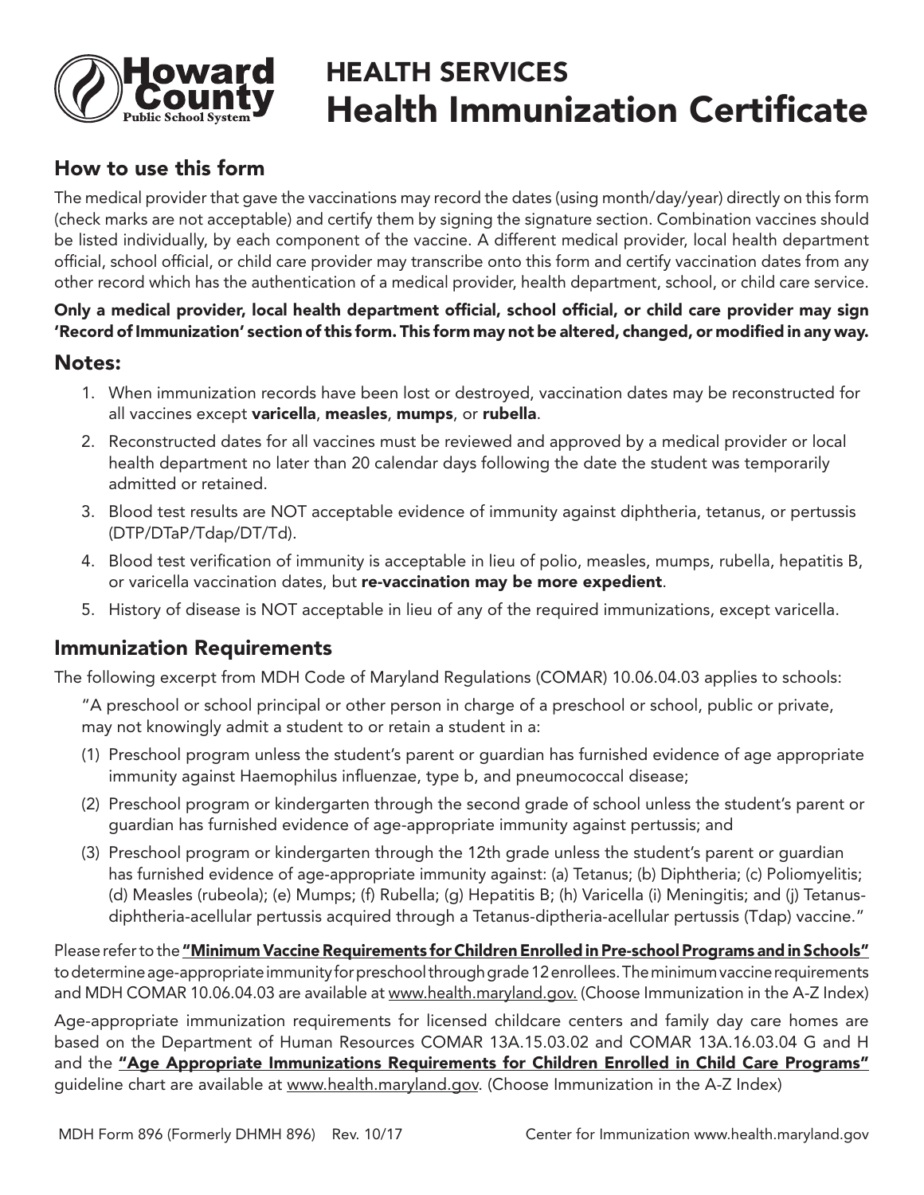# HEALTH SERVICES
# Health Immunization Certificate

Howard County Public School System

## How to use this form

The medical provider that gave the vaccinations may record the dates (using month/day/year) directly on this form (check marks are not acceptable) and certify them by signing the signature section. Combination vaccines should be listed individually, by each component of the vaccine. A different medical provider, local health department official, school official, or child care provider may transcribe onto this form and certify vaccination dates from any other record which has the authentication of a medical provider, health department, school, or child care service.

**Only a medical provider, local health department official, school official, or child care provider may sign 'Record of Immunization' section of this form. This form may not be altered, changed, or modified in any way.**

## Notes:

1. When immunization records have been lost or destroyed, vaccination dates may be reconstructed for all vaccines except **varicella**, **measles**, **mumps**, or **rubella**.
2. Reconstructed dates for all vaccines must be reviewed and approved by a medical provider or local health department no later than 20 calendar days following the date the student was temporarily admitted or retained.
3. Blood test results are NOT acceptable evidence of immunity against diphtheria, tetanus, or pertussis (DTP/DTaP/Tdap/DT/Td).
4. Blood test verification of immunity is acceptable in lieu of polio, measles, mumps, rubella, hepatitis B, or varicella vaccination dates, but **re-vaccination may be more expedient**.
5. History of disease is NOT acceptable in lieu of any of the required immunizations, except varicella.

## Immunization Requirements

The following excerpt from MDH Code of Maryland Regulations (COMAR) 10.06.04.03 applies to schools:

"A preschool or school principal or other person in charge of a preschool or school, public or private, may not knowingly admit a student to or retain a student in a:

(1) Preschool program unless the student's parent or guardian has furnished evidence of age appropriate immunity against Haemophilus influenzae, type b, and pneumococcal disease;

(2) Preschool program or kindergarten through the second grade of school unless the student's parent or guardian has furnished evidence of age-appropriate immunity against pertussis; and

(3) Preschool program or kindergarten through the 12th grade unless the student's parent or guardian has furnished evidence of age-appropriate immunity against: (a) Tetanus; (b) Diphtheria; (c) Poliomyelitis; (d) Measles (rubeola); (e) Mumps; (f) Rubella; (g) Hepatitis B; (h) Varicella (i) Meningitis; and (j) Tetanus-diphtheria-acellular pertussis acquired through a Tetanus-diptheria-acellular pertussis (Tdap) vaccine."

Please refer to the **"Minimum Vaccine Requirements for Children Enrolled in Pre-school Programs and in Schools"** to determine age-appropriate immunity for preschool through grade 12 enrollees. The minimum vaccine requirements and MDH COMAR 10.06.04.03 are available at www.health.maryland.gov. (Choose Immunization in the A-Z Index)

Age-appropriate immunization requirements for licensed childcare centers and family day care homes are based on the Department of Human Resources COMAR 13A.15.03.02 and COMAR 13A.16.03.04 G and H and the **"Age Appropriate Immunizations Requirements for Children Enrolled in Child Care Programs"** guideline chart are available at www.health.maryland.gov. (Choose Immunization in the A-Z Index)

MDH Form 896 (Formerly DHMH 896) Rev. 10/17 Center for Immunization www.health.maryland.gov